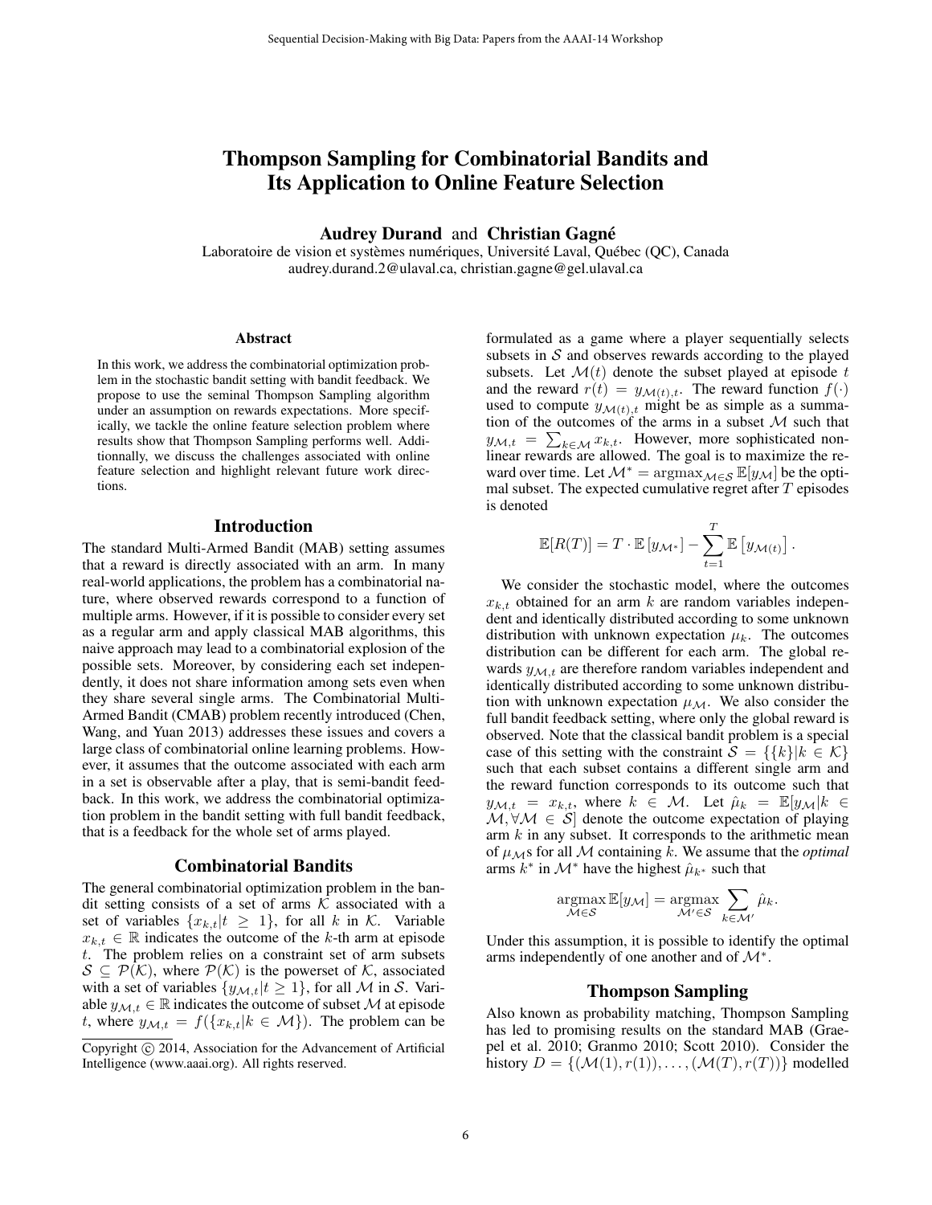# Thompson Sampling for Combinatorial Bandits and Its Application to Online Feature Selection

**Audrey Durand** and **Christian Gagné**

Laboratoire de vision et systèmes numériques, Université Laval, Québec (QC), Canada
audrey.durand.2@ulaval.ca, christian.gagne@gel.ulaval.ca

## Abstract

In this work, we address the combinatorial optimization problem in the stochastic bandit setting with bandit feedback. We propose to use the seminal Thompson Sampling algorithm under an assumption on rewards expectations. More specifically, we tackle the online feature selection problem where results show that Thompson Sampling performs well. Additionnally, we discuss the challenges associated with online feature selection and highlight relevant future work directions.

## Introduction

The standard Multi-Armed Bandit (MAB) setting assumes that a reward is directly associated with an arm. In many real-world applications, the problem has a combinatorial nature, where observed rewards correspond to a function of multiple arms. However, if it is possible to consider every set as a regular arm and apply classical MAB algorithms, this naive approach may lead to a combinatorial explosion of the possible sets. Moreover, by considering each set independently, it does not share information among sets even when they share several single arms. The Combinatorial Multi-Armed Bandit (CMAB) problem recently introduced (Chen, Wang, and Yuan 2013) addresses these issues and covers a large class of combinatorial online learning problems. However, it assumes that the outcome associated with each arm in a set is observable after a play, that is semi-bandit feedback. In this work, we address the combinatorial optimization problem in the bandit setting with full bandit feedback, that is a feedback for the whole set of arms played.

## Combinatorial Bandits

The general combinatorial optimization problem in the bandit setting consists of a set of arms $\mathcal{K}$ associated with a set of variables $\{x_{k,t} | t \geq 1\}$, for all $k$ in $\mathcal{K}$. Variable $x_{k,t} \in \mathbb{R}$ indicates the outcome of the $k$-th arm at episode $t$. The problem relies on a constraint set of arm subsets $\mathcal{S} \subseteq \mathcal{P}(\mathcal{K})$, where $\mathcal{P}(\mathcal{K})$ is the powerset of $\mathcal{K}$, associated with a set of variables $\{y_{\mathcal{M},t} | t \geq 1\}$, for all $\mathcal{M}$ in $\mathcal{S}$. Variable $y_{\mathcal{M},t} \in \mathbb{R}$ indicates the outcome of subset $\mathcal{M}$ at episode $t$, where $y_{\mathcal{M},t} = f(\{x_{k,t} | k \in \mathcal{M}\})$. The problem can be formulated as a game where a player sequentially selects subsets in $\mathcal{S}$ and observes rewards according to the played subsets. Let $\mathcal{M}(t)$ denote the subset played at episode $t$ and the reward $r(t) = y_{\mathcal{M}(t),t}$. The reward function $f(\cdot)$ used to compute $y_{\mathcal{M}(t),t}$ might be as simple as a summation of the outcomes of the arms in a subset $\mathcal{M}$ such that $y_{\mathcal{M},t} = \sum_{k \in \mathcal{M}} x_{k,t}$. However, more sophisticated non-linear rewards are allowed. The goal is to maximize the reward over time. Let $\mathcal{M}^* = \operatorname{argmax}_{\mathcal{M} \in \mathcal{S}} \mathbb{E}[y_{\mathcal{M}}]$ be the optimal subset. The expected cumulative regret after $T$ episodes is denoted

$$\mathbb{E}[R(T)] = T \cdot \mathbb{E}\left[y_{\mathcal{M}^*}\right] - \sum_{t=1}^{T} \mathbb{E}\left[y_{\mathcal{M}(t)}\right].$$

We consider the stochastic model, where the outcomes $x_{k,t}$ obtained for an arm $k$ are random variables independent and identically distributed according to some unknown distribution with unknown expectation $\mu_k$. The outcomes distribution can be different for each arm. The global rewards $y_{\mathcal{M},t}$ are therefore random variables independent and identically distributed according to some unknown distribution with unknown expectation $\mu_{\mathcal{M}}$. We also consider the full bandit feedback setting, where only the global reward is observed. Note that the classical bandit problem is a special case of this setting with the constraint $\mathcal{S} = \{\{k\} | k \in \mathcal{K}\}$ such that each subset contains a different single arm and the reward function corresponds to its outcome such that $y_{\mathcal{M},t} = x_{k,t}$, where $k \in \mathcal{M}$. Let $\hat{\mu}_k = \mathbb{E}[y_{\mathcal{M}} | k \in \mathcal{M}, \forall \mathcal{M} \in \mathcal{S}]$ denote the outcome expectation of playing arm $k$ in any subset. It corresponds to the arithmetic mean of $\mu_{\mathcal{M}}$s for all $\mathcal{M}$ containing $k$. We assume that the *optimal* arms $k^*$ in $\mathcal{M}^*$ have the highest $\hat{\mu}_{k^*}$ such that

$$\operatorname*{argmax}_{\mathcal{M} \in \mathcal{S}} \mathbb{E}[y_{\mathcal{M}}] = \operatorname*{argmax}_{\mathcal{M}' \in \mathcal{S}} \sum_{k \in \mathcal{M}'} \hat{\mu}_k.$$

Under this assumption, it is possible to identify the optimal arms independently of one another and of $\mathcal{M}^*$.

## Thompson Sampling

Also known as probability matching, Thompson Sampling has led to promising results on the standard MAB (Graepel et al. 2010; Granmo 2010; Scott 2010). Consider the history $D = \{(\mathcal{M}(1), r(1)), \ldots, (\mathcal{M}(T), r(T))\}$ modelled

Copyright © 2014, Association for the Advancement of Artificial Intelligence (www.aaai.org). All rights reserved.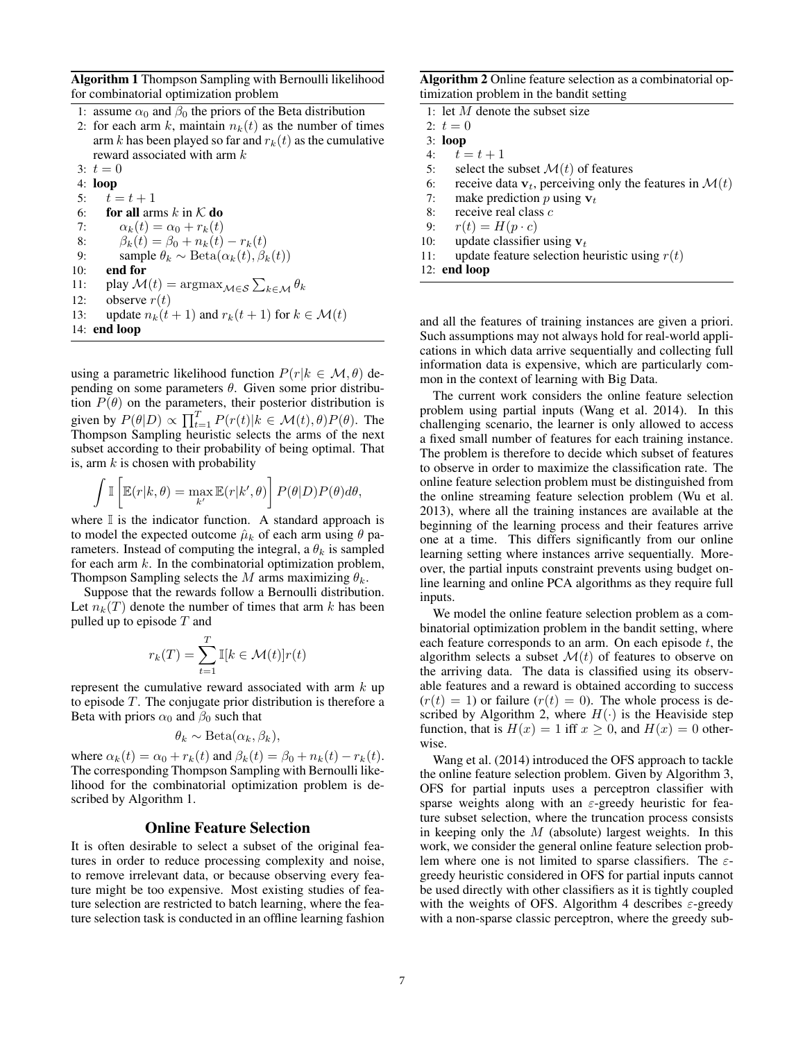**Algorithm 1** Thompson Sampling with Bernoulli likelihood for combinatorial optimization problem

```
1: assume α_0 and β_0 the priors of the Beta distribution
2: for each arm k, maintain n_k(t) as the number of times
   arm k has been played so far and r_k(t) as the cumulative
   reward associated with arm k
3: t = 0
4: loop
5:   t = t + 1
6:   for all arms k in K do
7:     α_k(t) = α_0 + r_k(t)
8:     β_k(t) = β_0 + n_k(t) − r_k(t)
9:     sample θ_k ~ Beta(α_k(t), β_k(t))
10:  end for
11:  play M(t) = argmax_{M∈S} Σ_{k∈M} θ_k
12:  observe r(t)
13:  update n_k(t + 1) and r_k(t + 1) for k ∈ M(t)
14: end loop
```

using a parametric likelihood function $P(r|k \in \mathcal{M}, \theta)$ depending on some parameters $\theta$. Given some prior distribution $P(\theta)$ on the parameters, their posterior distribution is given by $P(\theta|D) \propto \prod_{t=1}^{T} P(r(t)|k \in \mathcal{M}(t), \theta)P(\theta)$. The Thompson Sampling heuristic selects the arms of the next subset according to their probability of being optimal. That is, arm $k$ is chosen with probability

$$\int \mathbb{I}\left[\mathbb{E}(r|k,\theta) = \max_{k'} \mathbb{E}(r|k',\theta)\right] P(\theta|D)P(\theta)d\theta,$$

where $\mathbb{I}$ is the indicator function. A standard approach is to model the expected outcome $\hat{\mu}_k$ of each arm using $\theta$ parameters. Instead of computing the integral, a $\theta_k$ is sampled for each arm $k$. In the combinatorial optimization problem, Thompson Sampling selects the $M$ arms maximizing $\theta_k$.

Suppose that the rewards follow a Bernoulli distribution. Let $n_k(T)$ denote the number of times that arm $k$ has been pulled up to episode $T$ and

$$r_k(T) = \sum_{t=1}^{T} \mathbb{I}[k \in \mathcal{M}(t)]r(t)$$

represent the cumulative reward associated with arm $k$ up to episode $T$. The conjugate prior distribution is therefore a Beta with priors $\alpha_0$ and $\beta_0$ such that

$$\theta_k \sim \mathrm{Beta}(\alpha_k, \beta_k),$$

where $\alpha_k(t) = \alpha_0 + r_k(t)$ and $\beta_k(t) = \beta_0 + n_k(t) - r_k(t)$. The corresponding Thompson Sampling with Bernoulli likelihood for the combinatorial optimization problem is described by Algorithm 1.

## Online Feature Selection

It is often desirable to select a subset of the original features in order to reduce processing complexity and noise, to remove irrelevant data, or because observing every feature might be too expensive. Most existing studies of feature selection are restricted to batch learning, where the feature selection task is conducted in an offline learning fashion and all the features of training instances are given a priori. Such assumptions may not always hold for real-world applications in which data arrive sequentially and collecting full information data is expensive, which are particularly common in the context of learning with Big Data.

The current work considers the online feature selection problem using partial inputs (Wang et al. 2014). In this challenging scenario, the learner is only allowed to access a fixed small number of features for each training instance. The problem is therefore to decide which subset of features to observe in order to maximize the classification rate. The online feature selection problem must be distinguished from the online streaming feature selection problem (Wu et al. 2013), where all the training instances are available at the beginning of the learning process and their features arrive one at a time. This differs significantly from our online learning setting where instances arrive sequentially. Moreover, the partial inputs constraint prevents using budget online learning and online PCA algorithms as they require full inputs.

**Algorithm 2** Online feature selection as a combinatorial optimization problem in the bandit setting

```
1: let M denote the subset size
2: t = 0
3: loop
4:   t = t + 1
5:   select the subset M(t) of features
6:   receive data v_t, perceiving only the features in M(t)
7:   make prediction p using v_t
8:   receive real class c
9:   r(t) = H(p · c)
10:  update classifier using v_t
11:  update feature selection heuristic using r(t)
12: end loop
```

We model the online feature selection problem as a combinatorial optimization problem in the bandit setting, where each feature corresponds to an arm. On each episode $t$, the algorithm selects a subset $\mathcal{M}(t)$ of features to observe on the arriving data. The data is classified using its observable features and a reward is obtained according to success ($r(t) = 1$) or failure ($r(t) = 0$). The whole process is described by Algorithm 2, where $H(\cdot)$ is the Heaviside step function, that is $H(x) = 1$ iff $x \geq 0$, and $H(x) = 0$ otherwise.

Wang et al. (2014) introduced the OFS approach to tackle the online feature selection problem. Given by Algorithm 3, OFS for partial inputs uses a perceptron classifier with sparse weights along with an $\varepsilon$-greedy heuristic for feature subset selection, where the truncation process consists in keeping only the $M$ (absolute) largest weights. In this work, we consider the general online feature selection problem where one is not limited to sparse classifiers. The $\varepsilon$-greedy heuristic considered in OFS for partial inputs cannot be used directly with other classifiers as it is tightly coupled with the weights of OFS. Algorithm 4 describes $\varepsilon$-greedy with a non-sparse classic perceptron, where the greedy sub-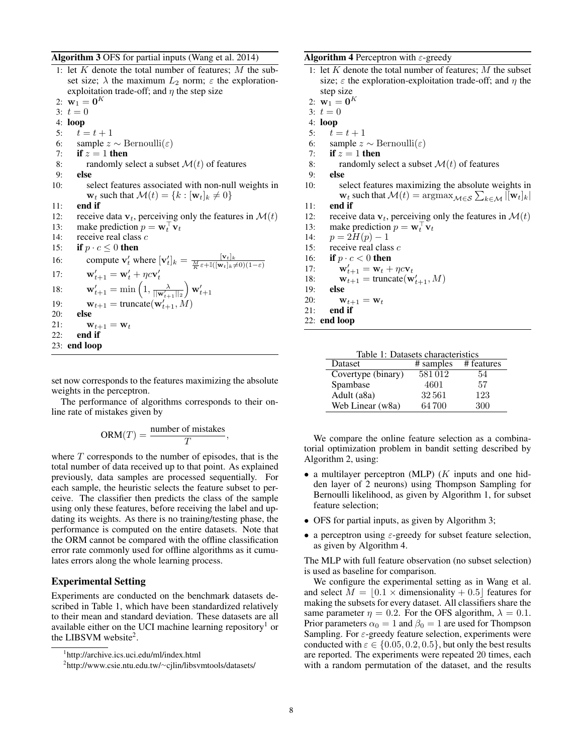**Algorithm 3** OFS for partial inputs (Wang et al. 2014)

1: let $K$ denote the total number of features; $M$ the subset size; $\lambda$ the maximum $L_2$ norm; $\varepsilon$ the exploration-exploitation trade-off; and $\eta$ the step size
2: $\mathbf{w}_1 = \mathbf{0}^K$
3: $t = 0$
4: **loop**
5: $\quad t = t + 1$
6: $\quad$ sample $z \sim \mathrm{Bernoulli}(\varepsilon)$
7: $\quad$ **if** $z = 1$ **then**
8: $\quad\quad$ randomly select a subset $\mathcal{M}(t)$ of features
9: $\quad$ **else**
10: $\quad\quad$ select features associated with non-null weights in $\mathbf{w}_t$ such that $\mathcal{M}(t) = \{k : [\mathbf{w}_t]_k \neq 0\}$
11: $\quad$ **end if**
12: $\quad$ receive data $\mathbf{v}_t$, perceiving only the features in $\mathcal{M}(t)$
13: $\quad$ make prediction $p = \mathbf{w}_t^\top \mathbf{v}_t$
14: $\quad$ receive real class $c$
15: $\quad$ **if** $p \cdot c \leq 0$ **then**
16: $\quad\quad$ compute $\mathbf{v}'_t$ where $[\mathbf{v}'_t]_k = \frac{[\mathbf{v}_t]_k}{\frac{M}{K}\varepsilon + \mathbb{1}([\mathbf{w}_t]_k \neq 0)(1-\varepsilon)}$
17: $\quad\quad$ $\mathbf{w}'_{t+1} = \mathbf{w}'_t + \eta c \mathbf{v}'_t$
18: $\quad\quad$ $\mathbf{w}'_{t+1} = \min\left(1, \frac{\lambda}{\|\mathbf{w}'_{t+1}\|_2}\right) \mathbf{w}'_{t+1}$
19: $\quad\quad$ $\mathbf{w}_{t+1} = \mathrm{truncate}(\mathbf{w}'_{t+1}, M)$
20: $\quad$ **else**
21: $\quad\quad$ $\mathbf{w}_{t+1} = \mathbf{w}_t$
22: $\quad$ **end if**
23: **end loop**

set now corresponds to the features maximizing the absolute weights in the perceptron.

The performance of algorithms corresponds to their online rate of mistakes given by

$$\mathrm{ORM}(T) = \frac{\text{number of mistakes}}{T},$$

where $T$ corresponds to the number of episodes, that is the total number of data received up to that point. As explained previously, data samples are processed sequentially. For each sample, the heuristic selects the feature subset to perceive. The classifier then predicts the class of the sample using only these features, before receiving the label and updating its weights. As there is no training/testing phase, the performance is computed on the entire datasets. Note that the ORM cannot be compared with the offline classification error rate commonly used for offline algorithms as it cumulates errors along the whole learning process.

## Experimental Setting

Experiments are conducted on the benchmark datasets described in Table 1, which have been standardized relatively to their mean and standard deviation. These datasets are all available either on the UCI machine learning repository[1] or the LIBSVM website[2].

[1] http://archive.ics.uci.edu/ml/index.html

[2] http://www.csie.ntu.edu.tw/~cjlin/libsvmtools/datasets/

**Algorithm 4** Perceptron with $\varepsilon$-greedy

1: let $K$ denote the total number of features; $M$ the subset size; $\varepsilon$ the exploration-exploitation trade-off; and $\eta$ the step size
2: $\mathbf{w}_1 = \mathbf{0}^K$
3: $t = 0$
4: **loop**
5: $\quad t = t + 1$
6: $\quad$ sample $z \sim \mathrm{Bernoulli}(\varepsilon)$
7: $\quad$ **if** $z = 1$ **then**
8: $\quad\quad$ randomly select a subset $\mathcal{M}(t)$ of features
9: $\quad$ **else**
10: $\quad\quad$ select features maximizing the absolute weights in $\mathbf{w}_t$ such that $\mathcal{M}(t) = \mathrm{argmax}_{\mathcal{M} \in \mathcal{S}} \sum_{k \in \mathcal{M}} |[\mathbf{w}_t]_k|$
11: $\quad$ **end if**
12: $\quad$ receive data $\mathbf{v}_t$, perceiving only the features in $\mathcal{M}(t)$
13: $\quad$ make prediction $p = \mathbf{w}_t^\top \mathbf{v}_t$
14: $\quad$ $p = 2H(p) - 1$
15: $\quad$ receive real class $c$
16: $\quad$ **if** $p \cdot c < 0$ **then**
17: $\quad\quad$ $\mathbf{w}'_{t+1} = \mathbf{w}_t + \eta c \mathbf{v}_t$
18: $\quad\quad$ $\mathbf{w}_{t+1} = \mathrm{truncate}(\mathbf{w}'_{t+1}, M)$
19: $\quad$ **else**
20: $\quad\quad$ $\mathbf{w}_{t+1} = \mathbf{w}_t$
21: $\quad$ **end if**
22: **end loop**

Table 1: Datasets characteristics

| Dataset | # samples | # features |
|---|---|---|
| Covertype (binary) | 581 012 | 54 |
| Spambase | 4601 | 57 |
| Adult (a8a) | 32 561 | 123 |
| Web Linear (w8a) | 64 700 | 300 |

We compare the online feature selection as a combinatorial optimization problem in bandit setting described by Algorithm 2, using:

- a multilayer perceptron (MLP) ($K$ inputs and one hidden layer of 2 neurons) using Thompson Sampling for Bernoulli likelihood, as given by Algorithm 1, for subset feature selection;
- OFS for partial inputs, as given by Algorithm 3;
- a perceptron using $\varepsilon$-greedy for subset feature selection, as given by Algorithm 4.

The MLP with full feature observation (no subset selection) is used as baseline for comparison.

We configure the experimental setting as in Wang et al. and select $M = \lfloor 0.1 \times \text{dimensionality} + 0.5 \rfloor$ features for making the subsets for every dataset. All classifiers share the same parameter $\eta = 0.2$. For the OFS algorithm, $\lambda = 0.1$. Prior parameters $\alpha_0 = 1$ and $\beta_0 = 1$ are used for Thompson Sampling. For $\varepsilon$-greedy feature selection, experiments were conducted with $\varepsilon \in \{0.05, 0.2, 0.5\}$, but only the best results are reported. The experiments were repeated 20 times, each with a random permutation of the dataset, and the results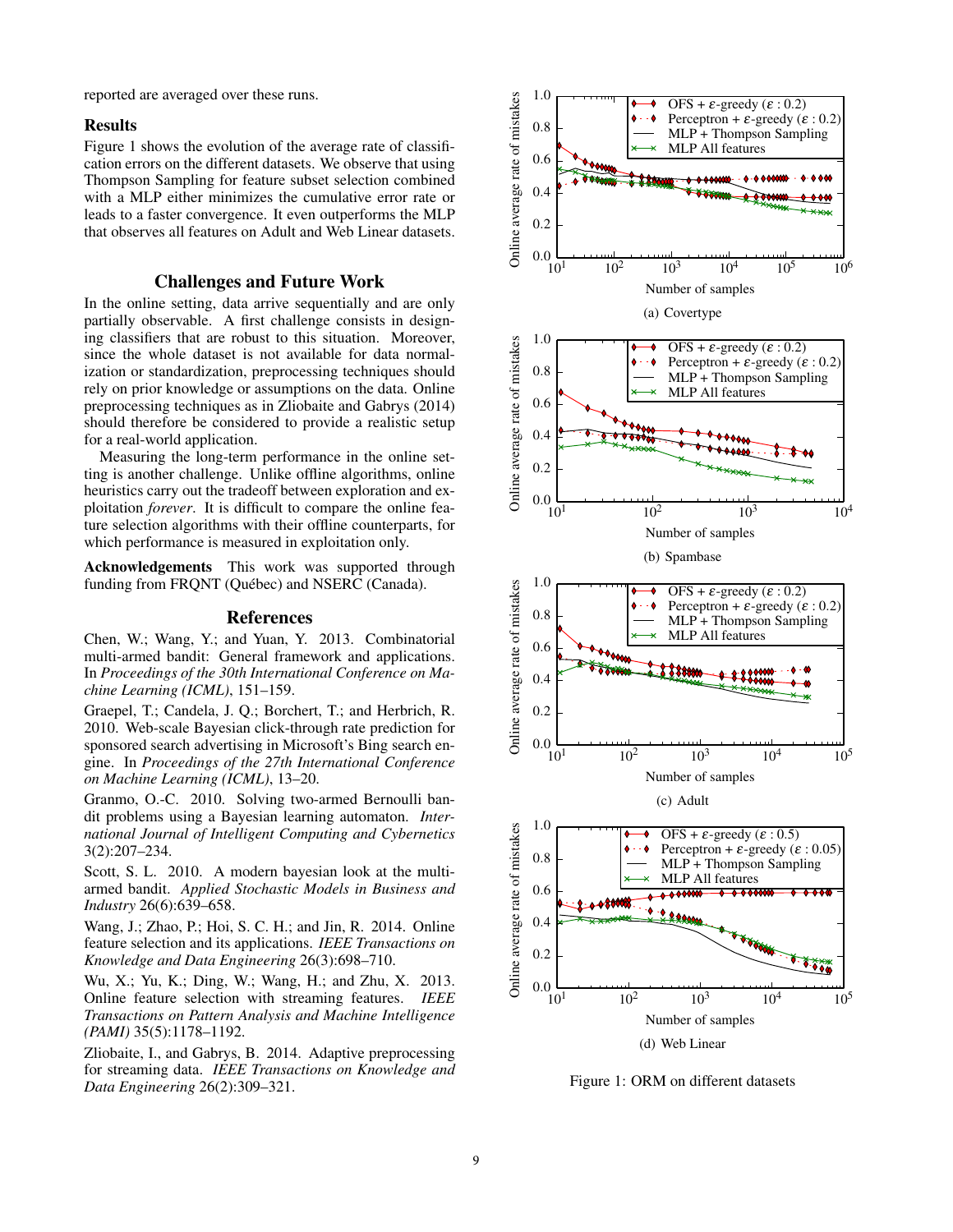reported are averaged over these runs.

### Results

Figure 1 shows the evolution of the average rate of classification errors on the different datasets. We observe that using Thompson Sampling for feature subset selection combined with a MLP either minimizes the cumulative error rate or leads to a faster convergence. It even outperforms the MLP that observes all features on Adult and Web Linear datasets.

## Challenges and Future Work

In the online setting, data arrive sequentially and are only partially observable. A first challenge consists in designing classifiers that are robust to this situation. Moreover, since the whole dataset is not available for data normalization or standardization, preprocessing techniques should rely on prior knowledge or assumptions on the data. Online preprocessing techniques as in Zliobaite and Gabrys (2014) should therefore be considered to provide a realistic setup for a real-world application.

Measuring the long-term performance in the online setting is another challenge. Unlike offline algorithms, online heuristics carry out the tradeoff between exploration and exploitation *forever*. It is difficult to compare the online feature selection algorithms with their offline counterparts, for which performance is measured in exploitation only.

**Acknowledgements** This work was supported through funding from FRQNT (Québec) and NSERC (Canada).

## References

Chen, W.; Wang, Y.; and Yuan, Y. 2013. Combinatorial multi-armed bandit: General framework and applications. In *Proceedings of the 30th International Conference on Machine Learning (ICML)*, 151–159.

Graepel, T.; Candela, J. Q.; Borchert, T.; and Herbrich, R. 2010. Web-scale Bayesian click-through rate prediction for sponsored search advertising in Microsoft's Bing search engine. In *Proceedings of the 27th International Conference on Machine Learning (ICML)*, 13–20.

Granmo, O.-C. 2010. Solving two-armed Bernoulli bandit problems using a Bayesian learning automaton. *International Journal of Intelligent Computing and Cybernetics* 3(2):207–234.

Scott, S. L. 2010. A modern bayesian look at the multi-armed bandit. *Applied Stochastic Models in Business and Industry* 26(6):639–658.

Wang, J.; Zhao, P.; Hoi, S. C. H.; and Jin, R. 2014. Online feature selection and its applications. *IEEE Transactions on Knowledge and Data Engineering* 26(3):698–710.

Wu, X.; Yu, K.; Ding, W.; Wang, H.; and Zhu, X. 2013. Online feature selection with streaming features. *IEEE Transactions on Pattern Analysis and Machine Intelligence (PAMI)* 35(5):1178–1192.

Zliobaite, I., and Gabrys, B. 2014. Adaptive preprocessing for streaming data. *IEEE Transactions on Knowledge and Data Engineering* 26(2):309–321.

OFS + $\varepsilon$-greedy ($\varepsilon$ : 0.2)
Perceptron + $\varepsilon$-greedy ($\varepsilon$ : 0.2)
MLP + Thompson Sampling
MLP All features
Online average rate of mistakes
Number of samples

(a) Covertype

OFS + $\varepsilon$-greedy ($\varepsilon$ : 0.2)
Perceptron + $\varepsilon$-greedy ($\varepsilon$ : 0.2)
MLP + Thompson Sampling
MLP All features
Online average rate of mistakes
Number of samples

(b) Spambase

OFS + $\varepsilon$-greedy ($\varepsilon$ : 0.2)
Perceptron + $\varepsilon$-greedy ($\varepsilon$ : 0.2)
MLP + Thompson Sampling
MLP All features
Online average rate of mistakes
Number of samples

(c) Adult

OFS + $\varepsilon$-greedy ($\varepsilon$ : 0.5)
Perceptron + $\varepsilon$-greedy ($\varepsilon$ : 0.05)
MLP + Thompson Sampling
MLP All features
Online average rate of mistakes
Number of samples

(d) Web Linear

Figure 1: ORM on different datasets